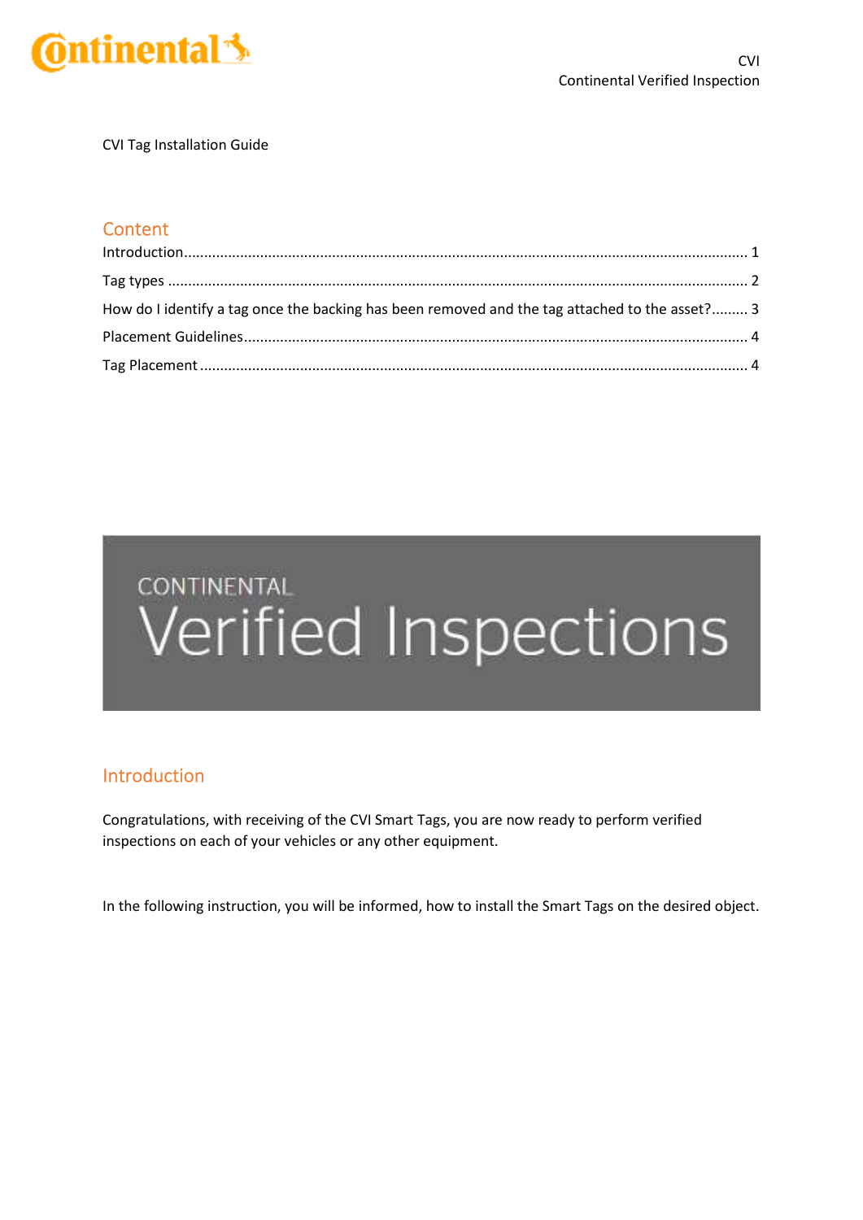CVI Tag Installation Guide

## Content

Introduction........................................................................................................................................ 1

Tag types ............................................................................................................................................ 2

How do I identify a tag once the backing has been removed and the tag attached to the asset?......... 3

Placement Guidelines........................................................................................................................ 4

Tag Placement .................................................................................................................................... 4

CONTINENTAL

Verified Inspections

## Introduction

Congratulations, with receiving of the CVI Smart Tags, you are now ready to perform verified inspections on each of your vehicles or any other equipment.

In the following instruction, you will be informed, how to install the Smart Tags on the desired object.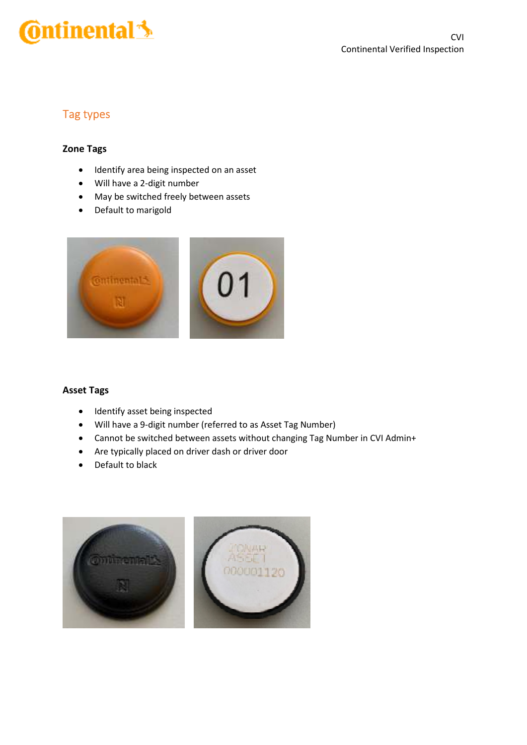## Tag types

### Zone Tags

- Identify area being inspected on an asset
- Will have a 2-digit number
- May be switched freely between assets
- Default to marigold

### Asset Tags

- Identify asset being inspected
- Will have a 9-digit number (referred to as Asset Tag Number)
- Cannot be switched between assets without changing Tag Number in CVI Admin+
- Are typically placed on driver dash or driver door
- Default to black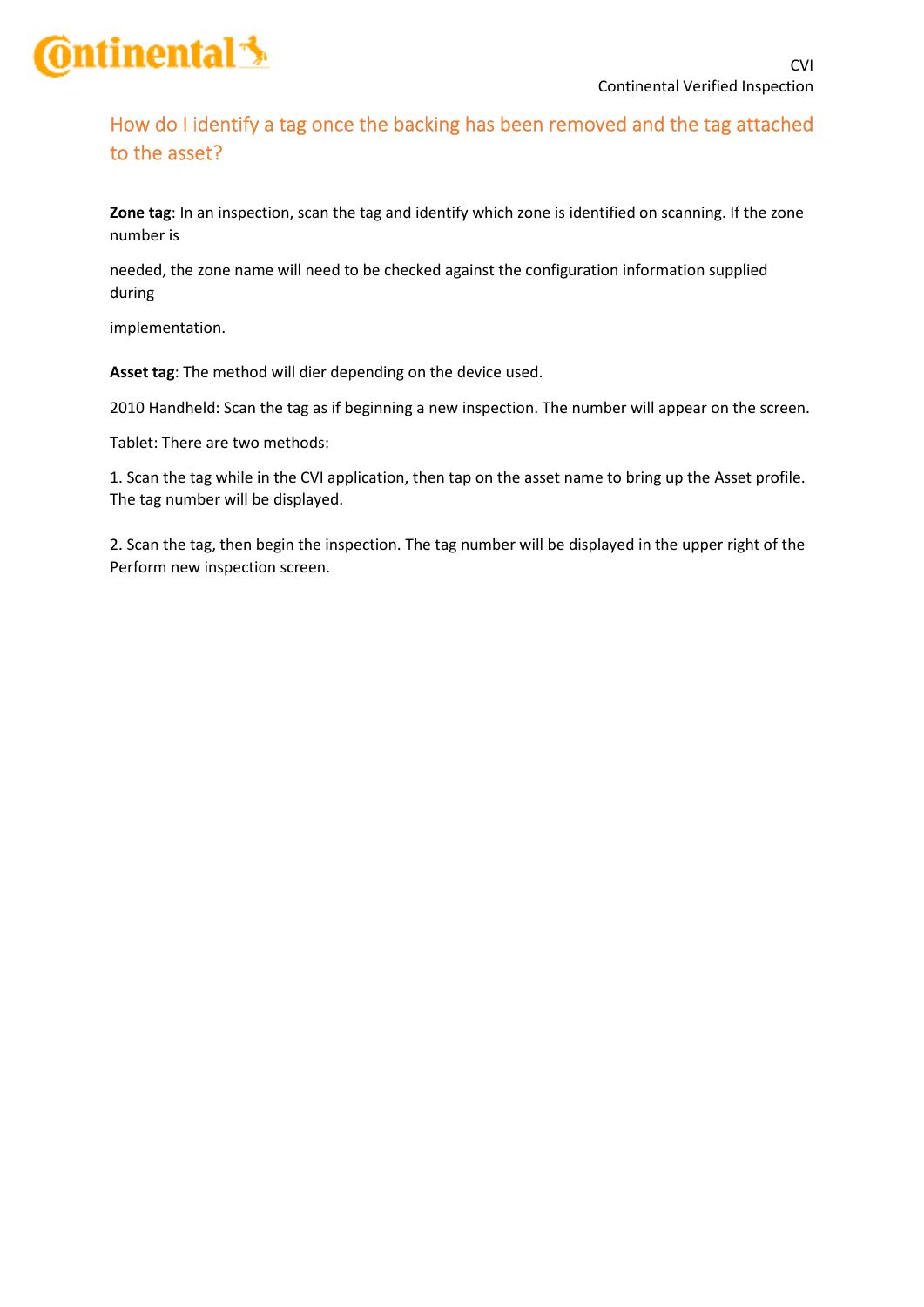## How do I identify a tag once the backing has been removed and the tag attached to the asset?

**Zone tag**: In an inspection, scan the tag and identify which zone is identified on scanning. If the zone number is

needed, the zone name will need to be checked against the configuration information supplied during

implementation.

**Asset tag**: The method will dier depending on the device used.

2010 Handheld: Scan the tag as if beginning a new inspection. The number will appear on the screen.

Tablet: There are two methods:

1. Scan the tag while in the CVI application, then tap on the asset name to bring up the Asset profile. The tag number will be displayed.

2. Scan the tag, then begin the inspection. The tag number will be displayed in the upper right of the Perform new inspection screen.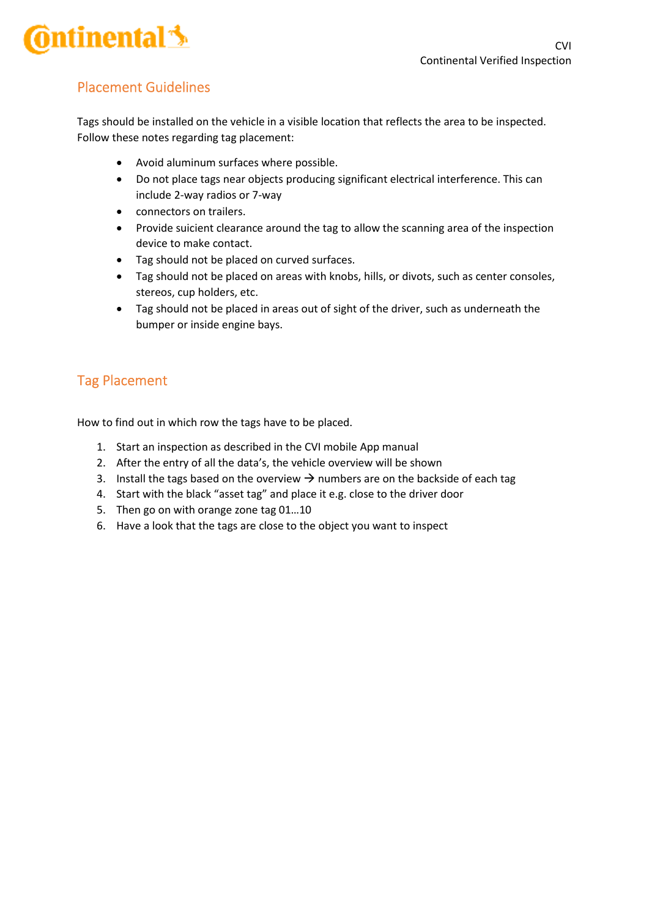## Placement Guidelines

Tags should be installed on the vehicle in a visible location that reflects the area to be inspected. Follow these notes regarding tag placement:

- Avoid aluminum surfaces where possible.
- Do not place tags near objects producing significant electrical interference. This can include 2-way radios or 7-way
- connectors on trailers.
- Provide suicient clearance around the tag to allow the scanning area of the inspection device to make contact.
- Tag should not be placed on curved surfaces.
- Tag should not be placed on areas with knobs, hills, or divots, such as center consoles, stereos, cup holders, etc.
- Tag should not be placed in areas out of sight of the driver, such as underneath the bumper or inside engine bays.

## Tag Placement

How to find out in which row the tags have to be placed.

1. Start an inspection as described in the CVI mobile App manual
2. After the entry of all the data's, the vehicle overview will be shown
3. Install the tags based on the overview → numbers are on the backside of each tag
4. Start with the black "asset tag" and place it e.g. close to the driver door
5. Then go on with orange zone tag 01…10
6. Have a look that the tags are close to the object you want to inspect